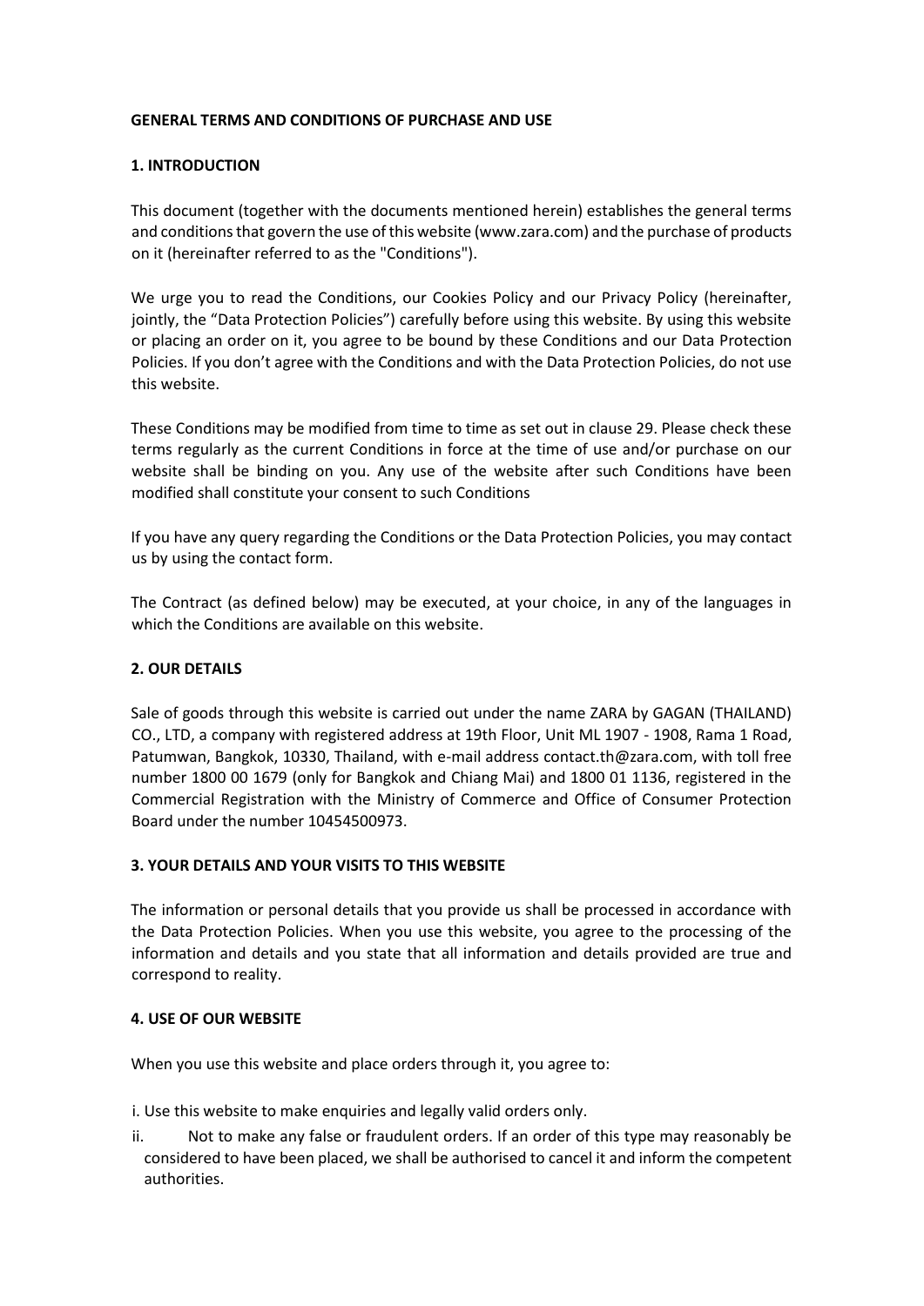# GENERAL TERMS AND CONDITIONS OF PURCHASE AND USE

## 1. INTRODUCTION

This document (together with the documents mentioned herein) establishes the general terms and conditions that govern the use of this website (www.zara.com) and the purchase of products on it (hereinafter referred to as the "Conditions").

We urge you to read the Conditions, our Cookies Policy and our Privacy Policy (hereinafter, jointly, the "Data Protection Policies") carefully before using this website. By using this website or placing an order on it, you agree to be bound by these Conditions and our Data Protection Policies. If you don't agree with the Conditions and with the Data Protection Policies, do not use this website.

These Conditions may be modified from time to time as set out in clause 29. Please check these terms regularly as the current Conditions in force at the time of use and/or purchase on our website shall be binding on you. Any use of the website after such Conditions have been modified shall constitute your consent to such Conditions

If you have any query regarding the Conditions or the Data Protection Policies, you may contact us by using the contact form.

The Contract (as defined below) may be executed, at your choice, in any of the languages in which the Conditions are available on this website.

## 2. OUR DETAILS

Sale of goods through this website is carried out under the name ZARA by GAGAN (THAILAND) CO., LTD, a company with registered address at 19th Floor, Unit ML 1907 - 1908, Rama 1 Road, Patumwan, Bangkok, 10330, Thailand, with e-mail address contact.th@zara.com, with toll free number 1800 00 1679 (only for Bangkok and Chiang Mai) and 1800 01 1136, registered in the Commercial Registration with the Ministry of Commerce and Office of Consumer Protection Board under the number 10454500973.

## 3. YOUR DETAILS AND YOUR VISITS TO THIS WEBSITE

The information or personal details that you provide us shall be processed in accordance with the Data Protection Policies. When you use this website, you agree to the processing of the information and details and you state that all information and details provided are true and correspond to reality.

## 4. USE OF OUR WEBSITE

When you use this website and place orders through it, you agree to:

i. Use this website to make enquiries and legally valid orders only.

ii. Not to make any false or fraudulent orders. If an order of this type may reasonably be considered to have been placed, we shall be authorised to cancel it and inform the competent authorities.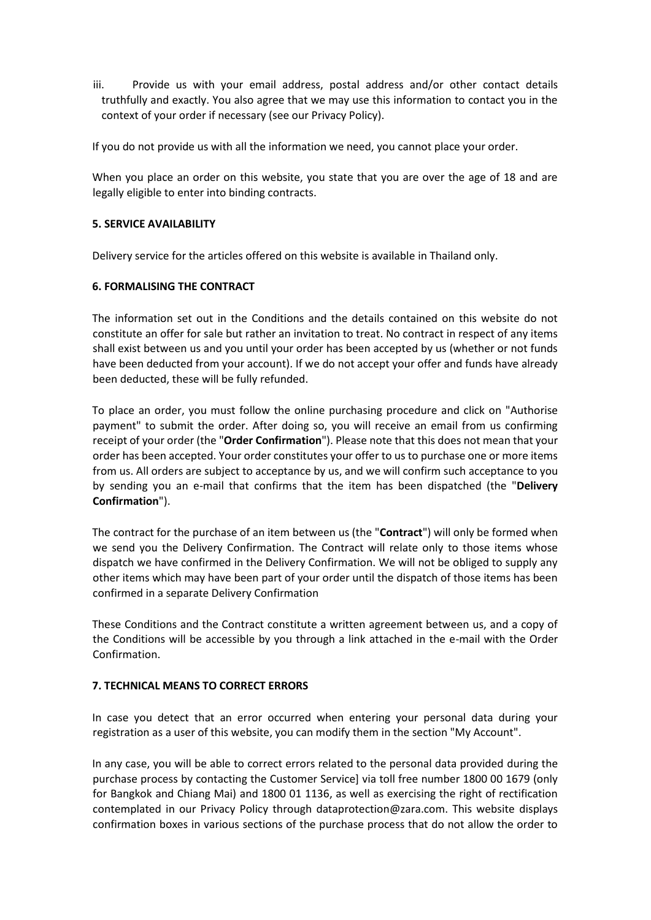iii. Provide us with your email address, postal address and/or other contact details truthfully and exactly. You also agree that we may use this information to contact you in the context of your order if necessary (see our Privacy Policy).

If you do not provide us with all the information we need, you cannot place your order.

When you place an order on this website, you state that you are over the age of 18 and are legally eligible to enter into binding contracts.

**5. SERVICE AVAILABILITY**

Delivery service for the articles offered on this website is available in Thailand only.

**6. FORMALISING THE CONTRACT**

The information set out in the Conditions and the details contained on this website do not constitute an offer for sale but rather an invitation to treat. No contract in respect of any items shall exist between us and you until your order has been accepted by us (whether or not funds have been deducted from your account). If we do not accept your offer and funds have already been deducted, these will be fully refunded.

To place an order, you must follow the online purchasing procedure and click on "Authorise payment" to submit the order. After doing so, you will receive an email from us confirming receipt of your order (the "**Order Confirmation**"). Please note that this does not mean that your order has been accepted. Your order constitutes your offer to us to purchase one or more items from us. All orders are subject to acceptance by us, and we will confirm such acceptance to you by sending you an e-mail that confirms that the item has been dispatched (the "**Delivery Confirmation**").

The contract for the purchase of an item between us (the "**Contract**") will only be formed when we send you the Delivery Confirmation. The Contract will relate only to those items whose dispatch we have confirmed in the Delivery Confirmation. We will not be obliged to supply any other items which may have been part of your order until the dispatch of those items has been confirmed in a separate Delivery Confirmation

These Conditions and the Contract constitute a written agreement between us, and a copy of the Conditions will be accessible by you through a link attached in the e-mail with the Order Confirmation.

**7. TECHNICAL MEANS TO CORRECT ERRORS**

In case you detect that an error occurred when entering your personal data during your registration as a user of this website, you can modify them in the section "My Account".

In any case, you will be able to correct errors related to the personal data provided during the purchase process by contacting the Customer Service] via toll free number 1800 00 1679 (only for Bangkok and Chiang Mai) and 1800 01 1136, as well as exercising the right of rectification contemplated in our Privacy Policy through dataprotection@zara.com. This website displays confirmation boxes in various sections of the purchase process that do not allow the order to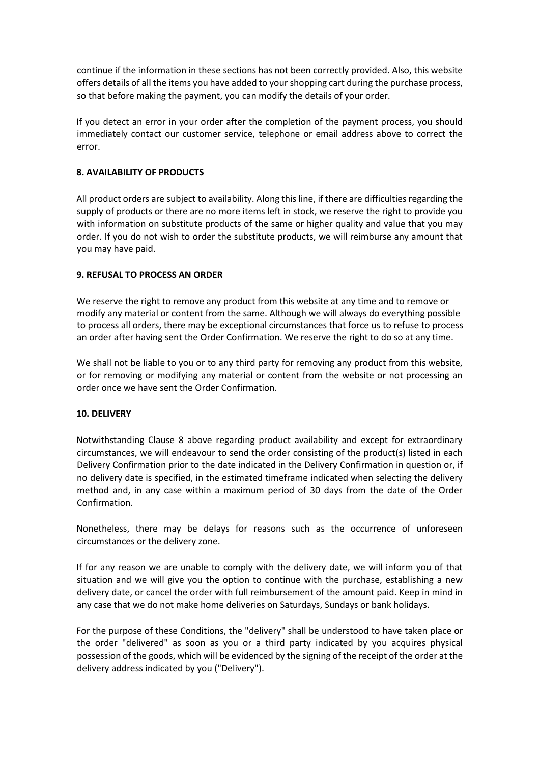continue if the information in these sections has not been correctly provided. Also, this website offers details of all the items you have added to your shopping cart during the purchase process, so that before making the payment, you can modify the details of your order.

If you detect an error in your order after the completion of the payment process, you should immediately contact our customer service, telephone or email address above to correct the error.

**8. AVAILABILITY OF PRODUCTS**

All product orders are subject to availability. Along this line, if there are difficulties regarding the supply of products or there are no more items left in stock, we reserve the right to provide you with information on substitute products of the same or higher quality and value that you may order. If you do not wish to order the substitute products, we will reimburse any amount that you may have paid.

**9. REFUSAL TO PROCESS AN ORDER**

We reserve the right to remove any product from this website at any time and to remove or modify any material or content from the same. Although we will always do everything possible to process all orders, there may be exceptional circumstances that force us to refuse to process an order after having sent the Order Confirmation. We reserve the right to do so at any time.

We shall not be liable to you or to any third party for removing any product from this website, or for removing or modifying any material or content from the website or not processing an order once we have sent the Order Confirmation.

**10. DELIVERY**

Notwithstanding Clause 8 above regarding product availability and except for extraordinary circumstances, we will endeavour to send the order consisting of the product(s) listed in each Delivery Confirmation prior to the date indicated in the Delivery Confirmation in question or, if no delivery date is specified, in the estimated timeframe indicated when selecting the delivery method and, in any case within a maximum period of 30 days from the date of the Order Confirmation.

Nonetheless, there may be delays for reasons such as the occurrence of unforeseen circumstances or the delivery zone.

If for any reason we are unable to comply with the delivery date, we will inform you of that situation and we will give you the option to continue with the purchase, establishing a new delivery date, or cancel the order with full reimbursement of the amount paid. Keep in mind in any case that we do not make home deliveries on Saturdays, Sundays or bank holidays.

For the purpose of these Conditions, the "delivery" shall be understood to have taken place or the order "delivered" as soon as you or a third party indicated by you acquires physical possession of the goods, which will be evidenced by the signing of the receipt of the order at the delivery address indicated by you ("Delivery").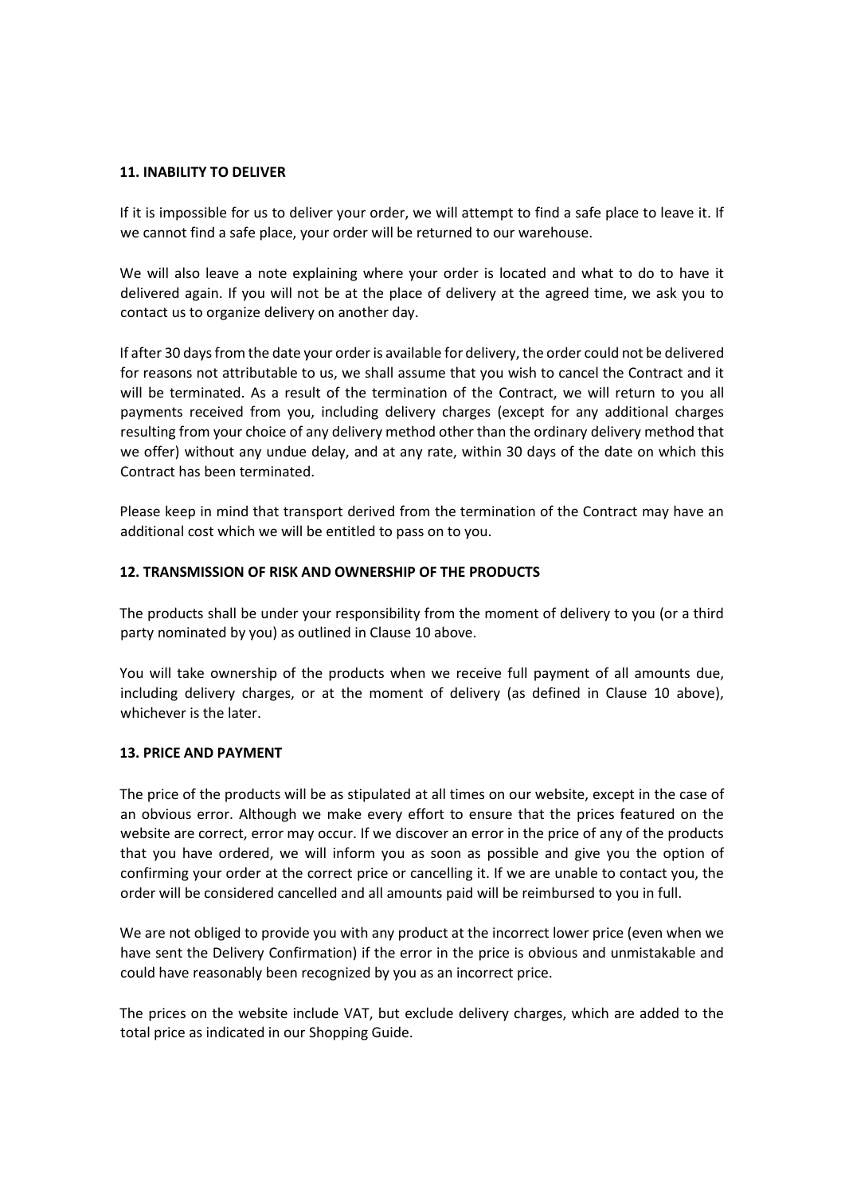**11. INABILITY TO DELIVER**

If it is impossible for us to deliver your order, we will attempt to find a safe place to leave it. If we cannot find a safe place, your order will be returned to our warehouse.

We will also leave a note explaining where your order is located and what to do to have it delivered again. If you will not be at the place of delivery at the agreed time, we ask you to contact us to organize delivery on another day.

If after 30 days from the date your order is available for delivery, the order could not be delivered for reasons not attributable to us, we shall assume that you wish to cancel the Contract and it will be terminated. As a result of the termination of the Contract, we will return to you all payments received from you, including delivery charges (except for any additional charges resulting from your choice of any delivery method other than the ordinary delivery method that we offer) without any undue delay, and at any rate, within 30 days of the date on which this Contract has been terminated.

Please keep in mind that transport derived from the termination of the Contract may have an additional cost which we will be entitled to pass on to you.

**12. TRANSMISSION OF RISK AND OWNERSHIP OF THE PRODUCTS**

The products shall be under your responsibility from the moment of delivery to you (or a third party nominated by you) as outlined in Clause 10 above.

You will take ownership of the products when we receive full payment of all amounts due, including delivery charges, or at the moment of delivery (as defined in Clause 10 above), whichever is the later.

**13. PRICE AND PAYMENT**

The price of the products will be as stipulated at all times on our website, except in the case of an obvious error. Although we make every effort to ensure that the prices featured on the website are correct, error may occur. If we discover an error in the price of any of the products that you have ordered, we will inform you as soon as possible and give you the option of confirming your order at the correct price or cancelling it. If we are unable to contact you, the order will be considered cancelled and all amounts paid will be reimbursed to you in full.

We are not obliged to provide you with any product at the incorrect lower price (even when we have sent the Delivery Confirmation) if the error in the price is obvious and unmistakable and could have reasonably been recognized by you as an incorrect price.

The prices on the website include VAT, but exclude delivery charges, which are added to the total price as indicated in our Shopping Guide.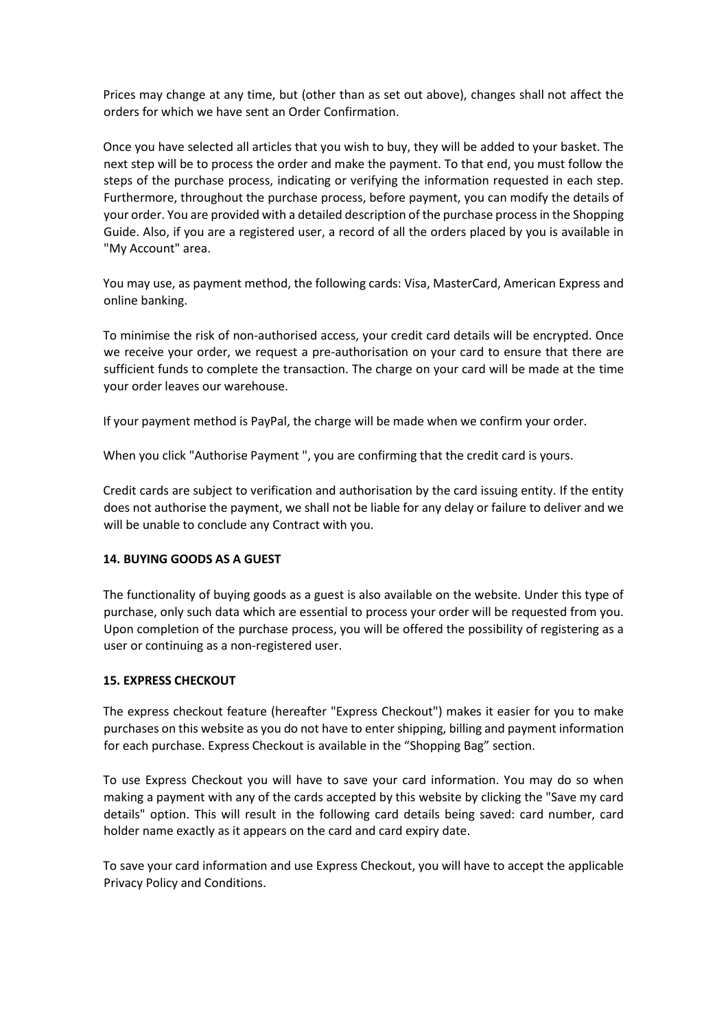Prices may change at any time, but (other than as set out above), changes shall not affect the orders for which we have sent an Order Confirmation.

Once you have selected all articles that you wish to buy, they will be added to your basket. The next step will be to process the order and make the payment. To that end, you must follow the steps of the purchase process, indicating or verifying the information requested in each step. Furthermore, throughout the purchase process, before payment, you can modify the details of your order. You are provided with a detailed description of the purchase process in the Shopping Guide. Also, if you are a registered user, a record of all the orders placed by you is available in "My Account" area.

You may use, as payment method, the following cards: Visa, MasterCard, American Express and online banking.

To minimise the risk of non-authorised access, your credit card details will be encrypted. Once we receive your order, we request a pre-authorisation on your card to ensure that there are sufficient funds to complete the transaction. The charge on your card will be made at the time your order leaves our warehouse.

If your payment method is PayPal, the charge will be made when we confirm your order.

When you click "Authorise Payment ", you are confirming that the credit card is yours.

Credit cards are subject to verification and authorisation by the card issuing entity. If the entity does not authorise the payment, we shall not be liable for any delay or failure to deliver and we will be unable to conclude any Contract with you.

**14. BUYING GOODS AS A GUEST**

The functionality of buying goods as a guest is also available on the website. Under this type of purchase, only such data which are essential to process your order will be requested from you. Upon completion of the purchase process, you will be offered the possibility of registering as a user or continuing as a non-registered user.

**15. EXPRESS CHECKOUT**

The express checkout feature (hereafter "Express Checkout") makes it easier for you to make purchases on this website as you do not have to enter shipping, billing and payment information for each purchase. Express Checkout is available in the "Shopping Bag" section.

To use Express Checkout you will have to save your card information. You may do so when making a payment with any of the cards accepted by this website by clicking the "Save my card details" option. This will result in the following card details being saved: card number, card holder name exactly as it appears on the card and card expiry date.

To save your card information and use Express Checkout, you will have to accept the applicable Privacy Policy and Conditions.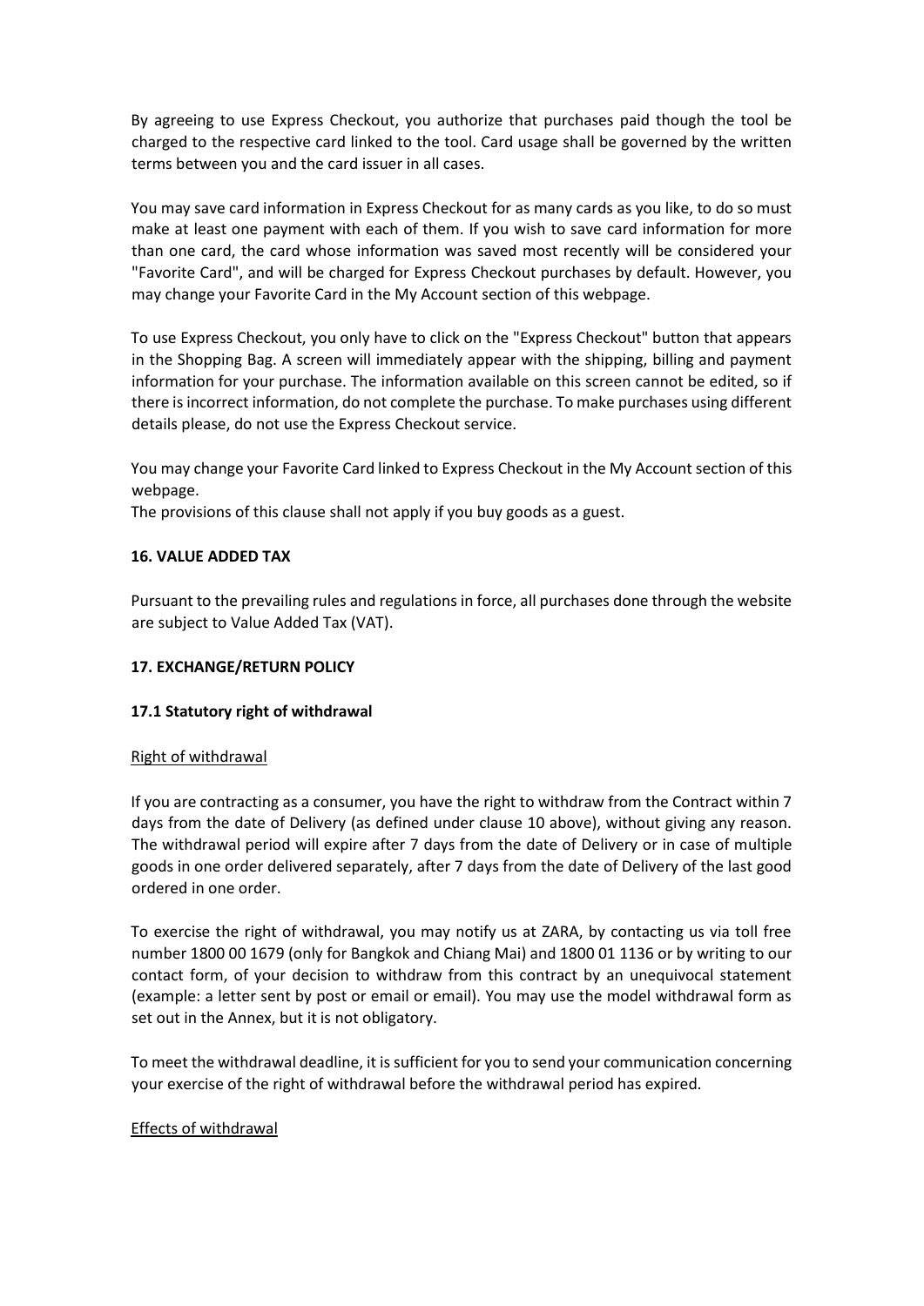By agreeing to use Express Checkout, you authorize that purchases paid though the tool be charged to the respective card linked to the tool. Card usage shall be governed by the written terms between you and the card issuer in all cases.

You may save card information in Express Checkout for as many cards as you like, to do so must make at least one payment with each of them. If you wish to save card information for more than one card, the card whose information was saved most recently will be considered your "Favorite Card", and will be charged for Express Checkout purchases by default. However, you may change your Favorite Card in the My Account section of this webpage.

To use Express Checkout, you only have to click on the "Express Checkout" button that appears in the Shopping Bag. A screen will immediately appear with the shipping, billing and payment information for your purchase. The information available on this screen cannot be edited, so if there is incorrect information, do not complete the purchase. To make purchases using different details please, do not use the Express Checkout service.

You may change your Favorite Card linked to Express Checkout in the My Account section of this webpage.
The provisions of this clause shall not apply if you buy goods as a guest.

**16. VALUE ADDED TAX**

Pursuant to the prevailing rules and regulations in force, all purchases done through the website are subject to Value Added Tax (VAT).

**17. EXCHANGE/RETURN POLICY**

**17.1 Statutory right of withdrawal**

Right of withdrawal

If you are contracting as a consumer, you have the right to withdraw from the Contract within 7 days from the date of Delivery (as defined under clause 10 above), without giving any reason. The withdrawal period will expire after 7 days from the date of Delivery or in case of multiple goods in one order delivered separately, after 7 days from the date of Delivery of the last good ordered in one order.

To exercise the right of withdrawal, you may notify us at ZARA, by contacting us via toll free number 1800 00 1679 (only for Bangkok and Chiang Mai) and 1800 01 1136 or by writing to our contact form, of your decision to withdraw from this contract by an unequivocal statement (example: a letter sent by post or email or email). You may use the model withdrawal form as set out in the Annex, but it is not obligatory.

To meet the withdrawal deadline, it is sufficient for you to send your communication concerning your exercise of the right of withdrawal before the withdrawal period has expired.

Effects of withdrawal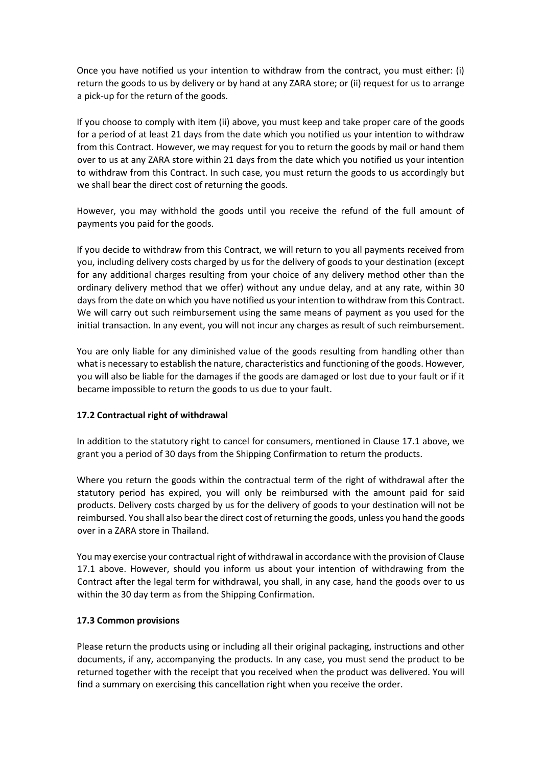Once you have notified us your intention to withdraw from the contract, you must either: (i) return the goods to us by delivery or by hand at any ZARA store; or (ii) request for us to arrange a pick-up for the return of the goods.

If you choose to comply with item (ii) above, you must keep and take proper care of the goods for a period of at least 21 days from the date which you notified us your intention to withdraw from this Contract. However, we may request for you to return the goods by mail or hand them over to us at any ZARA store within 21 days from the date which you notified us your intention to withdraw from this Contract. In such case, you must return the goods to us accordingly but we shall bear the direct cost of returning the goods.

However, you may withhold the goods until you receive the refund of the full amount of payments you paid for the goods.

If you decide to withdraw from this Contract, we will return to you all payments received from you, including delivery costs charged by us for the delivery of goods to your destination (except for any additional charges resulting from your choice of any delivery method other than the ordinary delivery method that we offer) without any undue delay, and at any rate, within 30 days from the date on which you have notified us your intention to withdraw from this Contract. We will carry out such reimbursement using the same means of payment as you used for the initial transaction. In any event, you will not incur any charges as result of such reimbursement.

You are only liable for any diminished value of the goods resulting from handling other than what is necessary to establish the nature, characteristics and functioning of the goods. However, you will also be liable for the damages if the goods are damaged or lost due to your fault or if it became impossible to return the goods to us due to your fault.

### 17.2 Contractual right of withdrawal

In addition to the statutory right to cancel for consumers, mentioned in Clause 17.1 above, we grant you a period of 30 days from the Shipping Confirmation to return the products.

Where you return the goods within the contractual term of the right of withdrawal after the statutory period has expired, you will only be reimbursed with the amount paid for said products. Delivery costs charged by us for the delivery of goods to your destination will not be reimbursed. You shall also bear the direct cost of returning the goods, unless you hand the goods over in a ZARA store in Thailand.

You may exercise your contractual right of withdrawal in accordance with the provision of Clause 17.1 above. However, should you inform us about your intention of withdrawing from the Contract after the legal term for withdrawal, you shall, in any case, hand the goods over to us within the 30 day term as from the Shipping Confirmation.

### 17.3 Common provisions

Please return the products using or including all their original packaging, instructions and other documents, if any, accompanying the products. In any case, you must send the product to be returned together with the receipt that you received when the product was delivered. You will find a summary on exercising this cancellation right when you receive the order.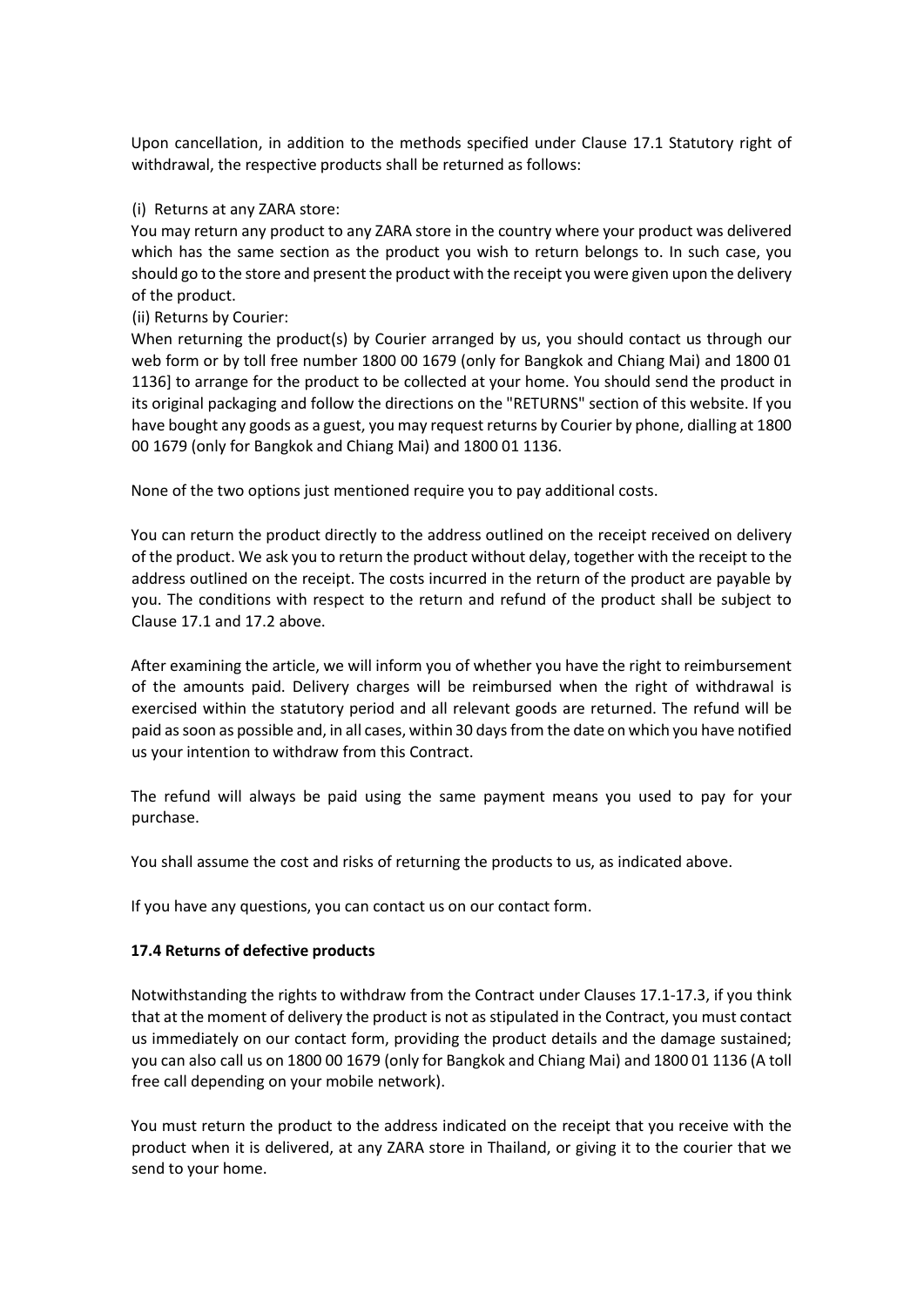Upon cancellation, in addition to the methods specified under Clause 17.1 Statutory right of withdrawal, the respective products shall be returned as follows:

(i) Returns at any ZARA store:
You may return any product to any ZARA store in the country where your product was delivered which has the same section as the product you wish to return belongs to. In such case, you should go to the store and present the product with the receipt you were given upon the delivery of the product.
(ii) Returns by Courier:
When returning the product(s) by Courier arranged by us, you should contact us through our web form or by toll free number 1800 00 1679 (only for Bangkok and Chiang Mai) and 1800 01 1136] to arrange for the product to be collected at your home. You should send the product in its original packaging and follow the directions on the "RETURNS" section of this website. If you have bought any goods as a guest, you may request returns by Courier by phone, dialling at 1800 00 1679 (only for Bangkok and Chiang Mai) and 1800 01 1136.

None of the two options just mentioned require you to pay additional costs.

You can return the product directly to the address outlined on the receipt received on delivery of the product. We ask you to return the product without delay, together with the receipt to the address outlined on the receipt. The costs incurred in the return of the product are payable by you. The conditions with respect to the return and refund of the product shall be subject to Clause 17.1 and 17.2 above.

After examining the article, we will inform you of whether you have the right to reimbursement of the amounts paid. Delivery charges will be reimbursed when the right of withdrawal is exercised within the statutory period and all relevant goods are returned. The refund will be paid as soon as possible and, in all cases, within 30 days from the date on which you have notified us your intention to withdraw from this Contract.

The refund will always be paid using the same payment means you used to pay for your purchase.

You shall assume the cost and risks of returning the products to us, as indicated above.

If you have any questions, you can contact us on our contact form.

**17.4 Returns of defective products**

Notwithstanding the rights to withdraw from the Contract under Clauses 17.1-17.3, if you think that at the moment of delivery the product is not as stipulated in the Contract, you must contact us immediately on our contact form, providing the product details and the damage sustained; you can also call us on 1800 00 1679 (only for Bangkok and Chiang Mai) and 1800 01 1136 (A toll free call depending on your mobile network).

You must return the product to the address indicated on the receipt that you receive with the product when it is delivered, at any ZARA store in Thailand, or giving it to the courier that we send to your home.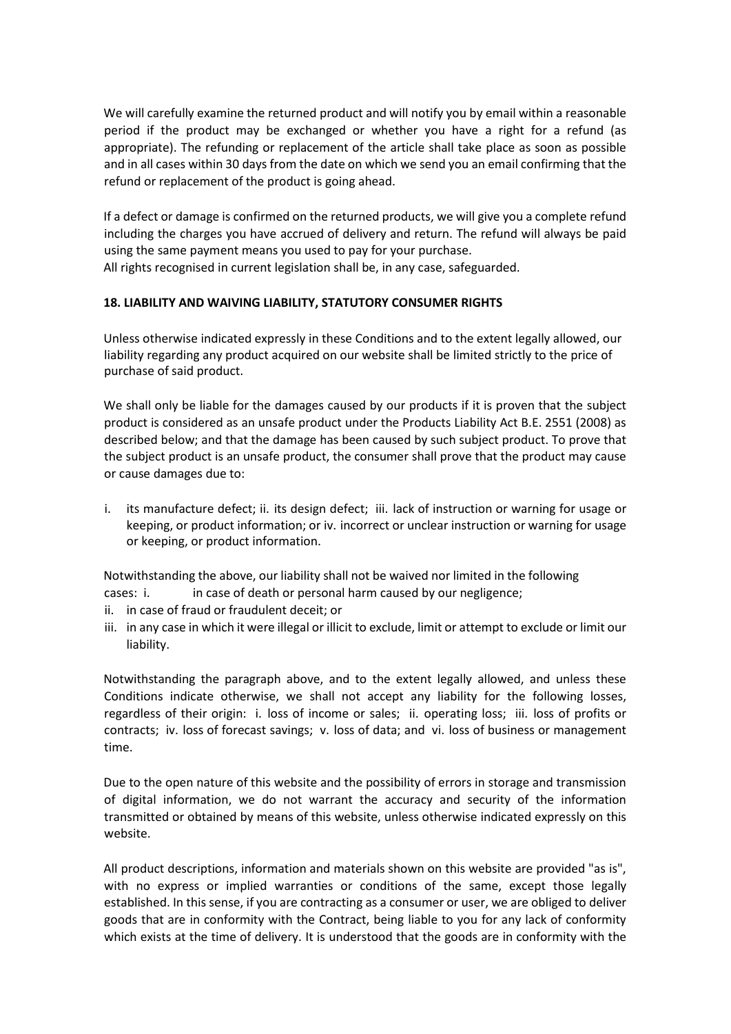We will carefully examine the returned product and will notify you by email within a reasonable period if the product may be exchanged or whether you have a right for a refund (as appropriate). The refunding or replacement of the article shall take place as soon as possible and in all cases within 30 days from the date on which we send you an email confirming that the refund or replacement of the product is going ahead.

If a defect or damage is confirmed on the returned products, we will give you a complete refund including the charges you have accrued of delivery and return. The refund will always be paid using the same payment means you used to pay for your purchase.
All rights recognised in current legislation shall be, in any case, safeguarded.

**18. LIABILITY AND WAIVING LIABILITY, STATUTORY CONSUMER RIGHTS**

Unless otherwise indicated expressly in these Conditions and to the extent legally allowed, our liability regarding any product acquired on our website shall be limited strictly to the price of purchase of said product.

We shall only be liable for the damages caused by our products if it is proven that the subject product is considered as an unsafe product under the Products Liability Act B.E. 2551 (2008) as described below; and that the damage has been caused by such subject product. To prove that the subject product is an unsafe product, the consumer shall prove that the product may cause or cause damages due to:

i. its manufacture defect; ii. its design defect; iii. lack of instruction or warning for usage or keeping, or product information; or iv. incorrect or unclear instruction or warning for usage or keeping, or product information.

Notwithstanding the above, our liability shall not be waived nor limited in the following cases:

i. in case of death or personal harm caused by our negligence;
ii. in case of fraud or fraudulent deceit; or
iii. in any case in which it were illegal or illicit to exclude, limit or attempt to exclude or limit our liability.

Notwithstanding the paragraph above, and to the extent legally allowed, and unless these Conditions indicate otherwise, we shall not accept any liability for the following losses, regardless of their origin: i. loss of income or sales; ii. operating loss; iii. loss of profits or contracts; iv. loss of forecast savings; v. loss of data; and vi. loss of business or management time.

Due to the open nature of this website and the possibility of errors in storage and transmission of digital information, we do not warrant the accuracy and security of the information transmitted or obtained by means of this website, unless otherwise indicated expressly on this website.

All product descriptions, information and materials shown on this website are provided "as is", with no express or implied warranties or conditions of the same, except those legally established. In this sense, if you are contracting as a consumer or user, we are obliged to deliver goods that are in conformity with the Contract, being liable to you for any lack of conformity which exists at the time of delivery. It is understood that the goods are in conformity with the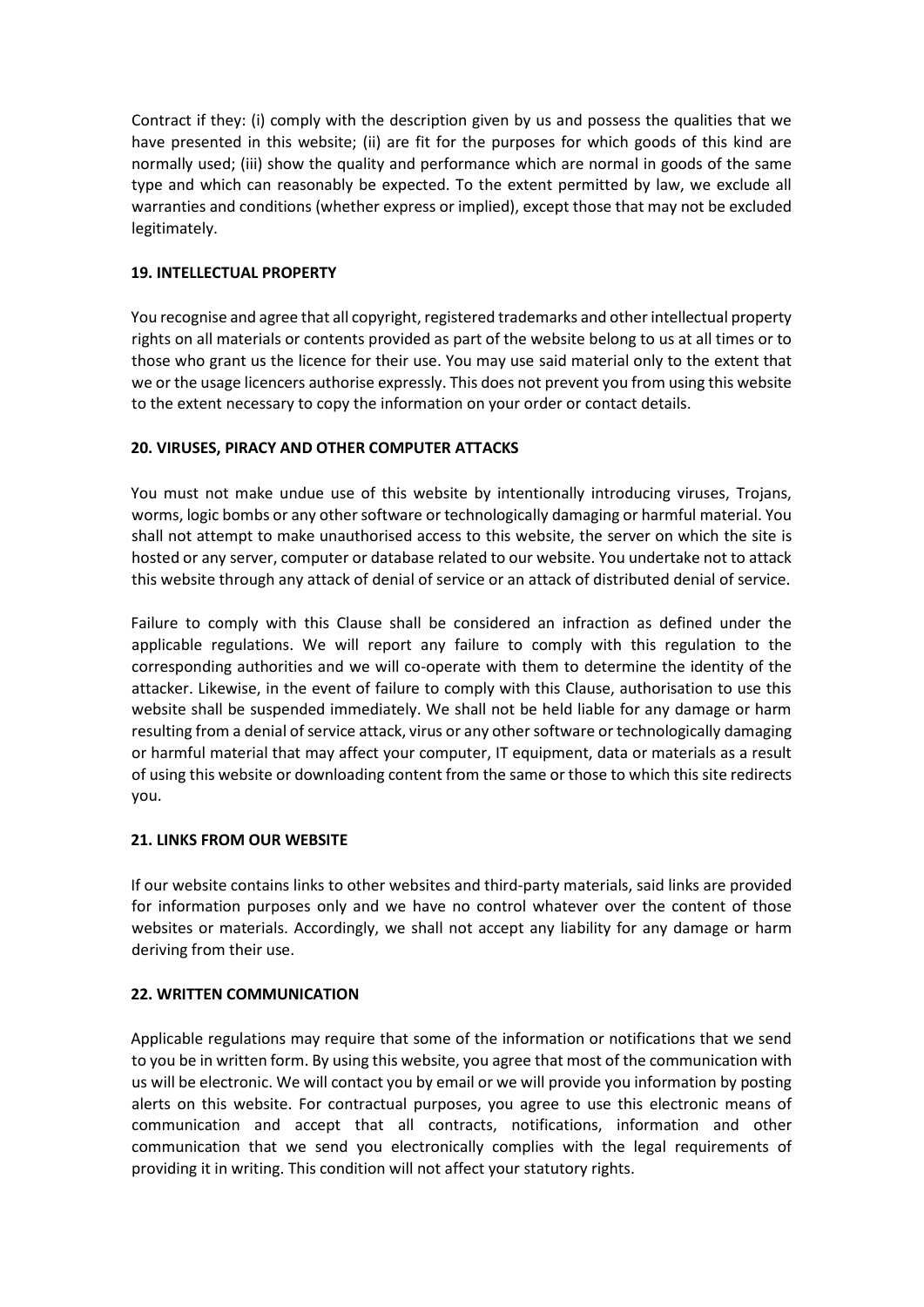Contract if they: (i) comply with the description given by us and possess the qualities that we have presented in this website; (ii) are fit for the purposes for which goods of this kind are normally used; (iii) show the quality and performance which are normal in goods of the same type and which can reasonably be expected. To the extent permitted by law, we exclude all warranties and conditions (whether express or implied), except those that may not be excluded legitimately.

**19. INTELLECTUAL PROPERTY**

You recognise and agree that all copyright, registered trademarks and other intellectual property rights on all materials or contents provided as part of the website belong to us at all times or to those who grant us the licence for their use. You may use said material only to the extent that we or the usage licencers authorise expressly. This does not prevent you from using this website to the extent necessary to copy the information on your order or contact details.

**20. VIRUSES, PIRACY AND OTHER COMPUTER ATTACKS**

You must not make undue use of this website by intentionally introducing viruses, Trojans, worms, logic bombs or any other software or technologically damaging or harmful material. You shall not attempt to make unauthorised access to this website, the server on which the site is hosted or any server, computer or database related to our website. You undertake not to attack this website through any attack of denial of service or an attack of distributed denial of service.

Failure to comply with this Clause shall be considered an infraction as defined under the applicable regulations. We will report any failure to comply with this regulation to the corresponding authorities and we will co-operate with them to determine the identity of the attacker. Likewise, in the event of failure to comply with this Clause, authorisation to use this website shall be suspended immediately. We shall not be held liable for any damage or harm resulting from a denial of service attack, virus or any other software or technologically damaging or harmful material that may affect your computer, IT equipment, data or materials as a result of using this website or downloading content from the same or those to which this site redirects you.

**21. LINKS FROM OUR WEBSITE**

If our website contains links to other websites and third-party materials, said links are provided for information purposes only and we have no control whatever over the content of those websites or materials. Accordingly, we shall not accept any liability for any damage or harm deriving from their use.

**22. WRITTEN COMMUNICATION**

Applicable regulations may require that some of the information or notifications that we send to you be in written form. By using this website, you agree that most of the communication with us will be electronic. We will contact you by email or we will provide you information by posting alerts on this website. For contractual purposes, you agree to use this electronic means of communication and accept that all contracts, notifications, information and other communication that we send you electronically complies with the legal requirements of providing it in writing. This condition will not affect your statutory rights.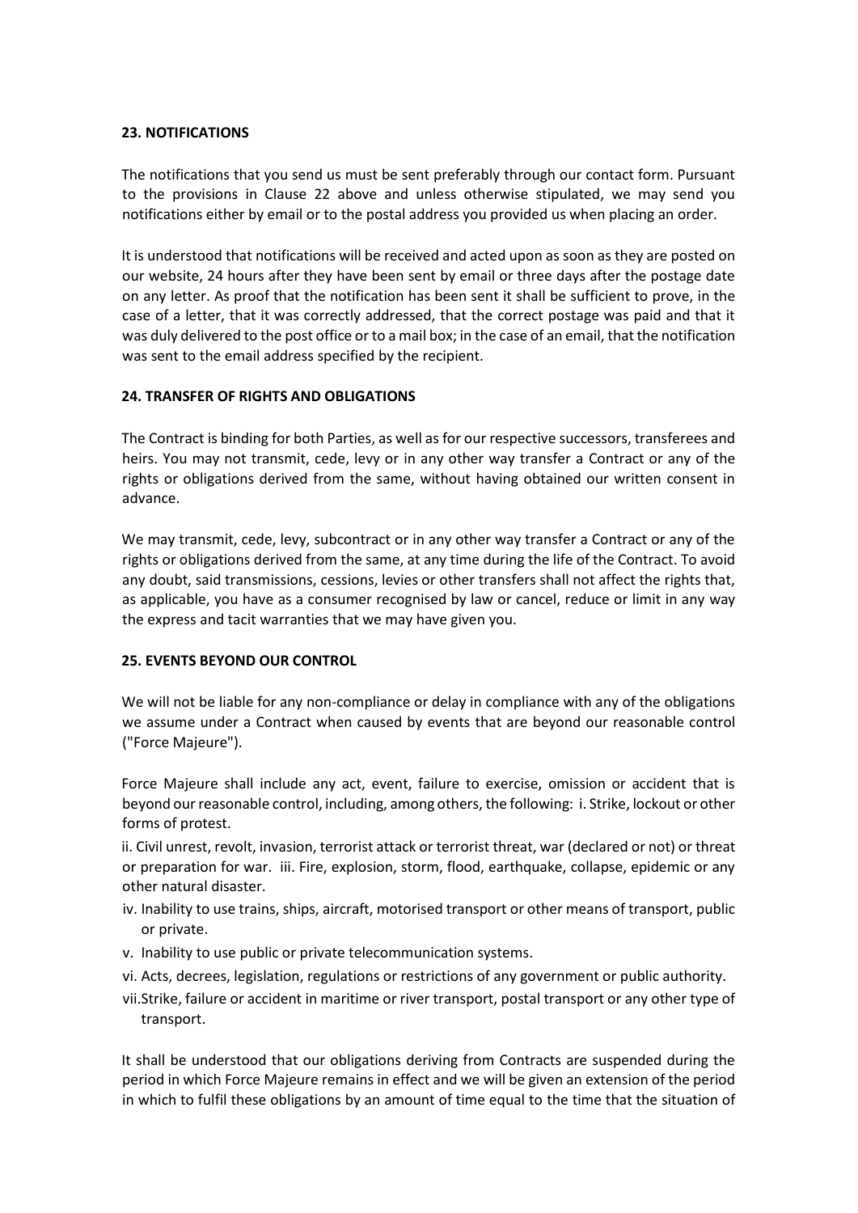### 23. NOTIFICATIONS

The notifications that you send us must be sent preferably through our contact form. Pursuant to the provisions in Clause 22 above and unless otherwise stipulated, we may send you notifications either by email or to the postal address you provided us when placing an order.

It is understood that notifications will be received and acted upon as soon as they are posted on our website, 24 hours after they have been sent by email or three days after the postage date on any letter. As proof that the notification has been sent it shall be sufficient to prove, in the case of a letter, that it was correctly addressed, that the correct postage was paid and that it was duly delivered to the post office or to a mail box; in the case of an email, that the notification was sent to the email address specified by the recipient.

### 24. TRANSFER OF RIGHTS AND OBLIGATIONS

The Contract is binding for both Parties, as well as for our respective successors, transferees and heirs. You may not transmit, cede, levy or in any other way transfer a Contract or any of the rights or obligations derived from the same, without having obtained our written consent in advance.

We may transmit, cede, levy, subcontract or in any other way transfer a Contract or any of the rights or obligations derived from the same, at any time during the life of the Contract. To avoid any doubt, said transmissions, cessions, levies or other transfers shall not affect the rights that, as applicable, you have as a consumer recognised by law or cancel, reduce or limit in any way the express and tacit warranties that we may have given you.

### 25. EVENTS BEYOND OUR CONTROL

We will not be liable for any non-compliance or delay in compliance with any of the obligations we assume under a Contract when caused by events that are beyond our reasonable control ("Force Majeure").

Force Majeure shall include any act, event, failure to exercise, omission or accident that is beyond our reasonable control, including, among others, the following:

i. Strike, lockout or other forms of protest.

ii. Civil unrest, revolt, invasion, terrorist attack or terrorist threat, war (declared or not) or threat or preparation for war.

iii. Fire, explosion, storm, flood, earthquake, collapse, epidemic or any other natural disaster.

iv. Inability to use trains, ships, aircraft, motorised transport or other means of transport, public or private.

v. Inability to use public or private telecommunication systems.

vi. Acts, decrees, legislation, regulations or restrictions of any government or public authority.

vii. Strike, failure or accident in maritime or river transport, postal transport or any other type of transport.

It shall be understood that our obligations deriving from Contracts are suspended during the period in which Force Majeure remains in effect and we will be given an extension of the period in which to fulfil these obligations by an amount of time equal to the time that the situation of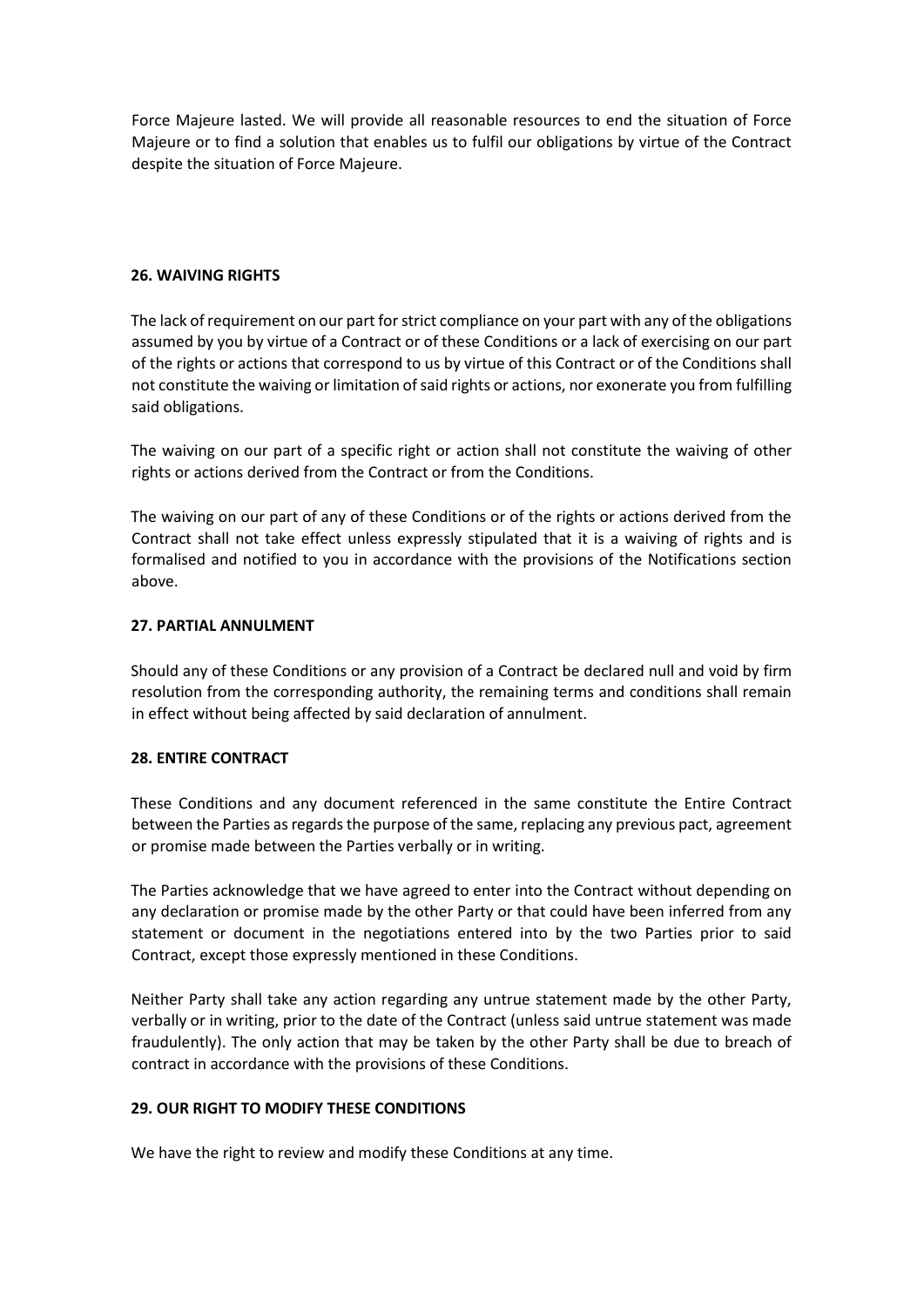Force Majeure lasted. We will provide all reasonable resources to end the situation of Force Majeure or to find a solution that enables us to fulfil our obligations by virtue of the Contract despite the situation of Force Majeure.

**26. WAIVING RIGHTS**

The lack of requirement on our part for strict compliance on your part with any of the obligations assumed by you by virtue of a Contract or of these Conditions or a lack of exercising on our part of the rights or actions that correspond to us by virtue of this Contract or of the Conditions shall not constitute the waiving or limitation of said rights or actions, nor exonerate you from fulfilling said obligations.

The waiving on our part of a specific right or action shall not constitute the waiving of other rights or actions derived from the Contract or from the Conditions.

The waiving on our part of any of these Conditions or of the rights or actions derived from the Contract shall not take effect unless expressly stipulated that it is a waiving of rights and is formalised and notified to you in accordance with the provisions of the Notifications section above.

**27. PARTIAL ANNULMENT**

Should any of these Conditions or any provision of a Contract be declared null and void by firm resolution from the corresponding authority, the remaining terms and conditions shall remain in effect without being affected by said declaration of annulment.

**28. ENTIRE CONTRACT**

These Conditions and any document referenced in the same constitute the Entire Contract between the Parties as regards the purpose of the same, replacing any previous pact, agreement or promise made between the Parties verbally or in writing.

The Parties acknowledge that we have agreed to enter into the Contract without depending on any declaration or promise made by the other Party or that could have been inferred from any statement or document in the negotiations entered into by the two Parties prior to said Contract, except those expressly mentioned in these Conditions.

Neither Party shall take any action regarding any untrue statement made by the other Party, verbally or in writing, prior to the date of the Contract (unless said untrue statement was made fraudulently). The only action that may be taken by the other Party shall be due to breach of contract in accordance with the provisions of these Conditions.

**29. OUR RIGHT TO MODIFY THESE CONDITIONS**

We have the right to review and modify these Conditions at any time.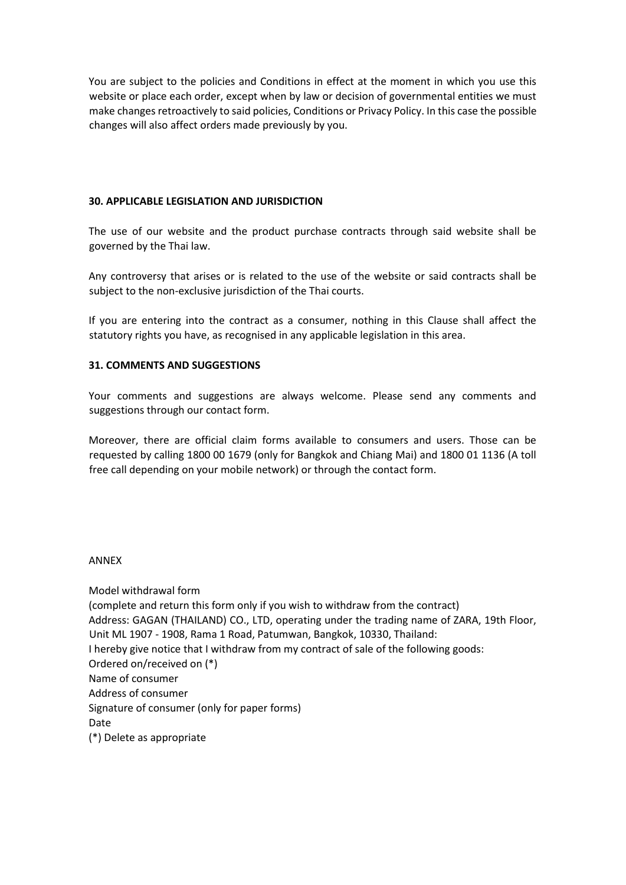You are subject to the policies and Conditions in effect at the moment in which you use this website or place each order, except when by law or decision of governmental entities we must make changes retroactively to said policies, Conditions or Privacy Policy. In this case the possible changes will also affect orders made previously by you.

## 30. APPLICABLE LEGISLATION AND JURISDICTION

The use of our website and the product purchase contracts through said website shall be governed by the Thai law.

Any controversy that arises or is related to the use of the website or said contracts shall be subject to the non-exclusive jurisdiction of the Thai courts.

If you are entering into the contract as a consumer, nothing in this Clause shall affect the statutory rights you have, as recognised in any applicable legislation in this area.

## 31. COMMENTS AND SUGGESTIONS

Your comments and suggestions are always welcome. Please send any comments and suggestions through our contact form.

Moreover, there are official claim forms available to consumers and users. Those can be requested by calling 1800 00 1679 (only for Bangkok and Chiang Mai) and 1800 01 1136 (A toll free call depending on your mobile network) or through the contact form.

ANNEX

Model withdrawal form
(complete and return this form only if you wish to withdraw from the contract)
Address: GAGAN (THAILAND) CO., LTD, operating under the trading name of ZARA, 19th Floor, Unit ML 1907 - 1908, Rama 1 Road, Patumwan, Bangkok, 10330, Thailand:
I hereby give notice that I withdraw from my contract of sale of the following goods:
Ordered on/received on (*)
Name of consumer
Address of consumer
Signature of consumer (only for paper forms)
Date
(*) Delete as appropriate